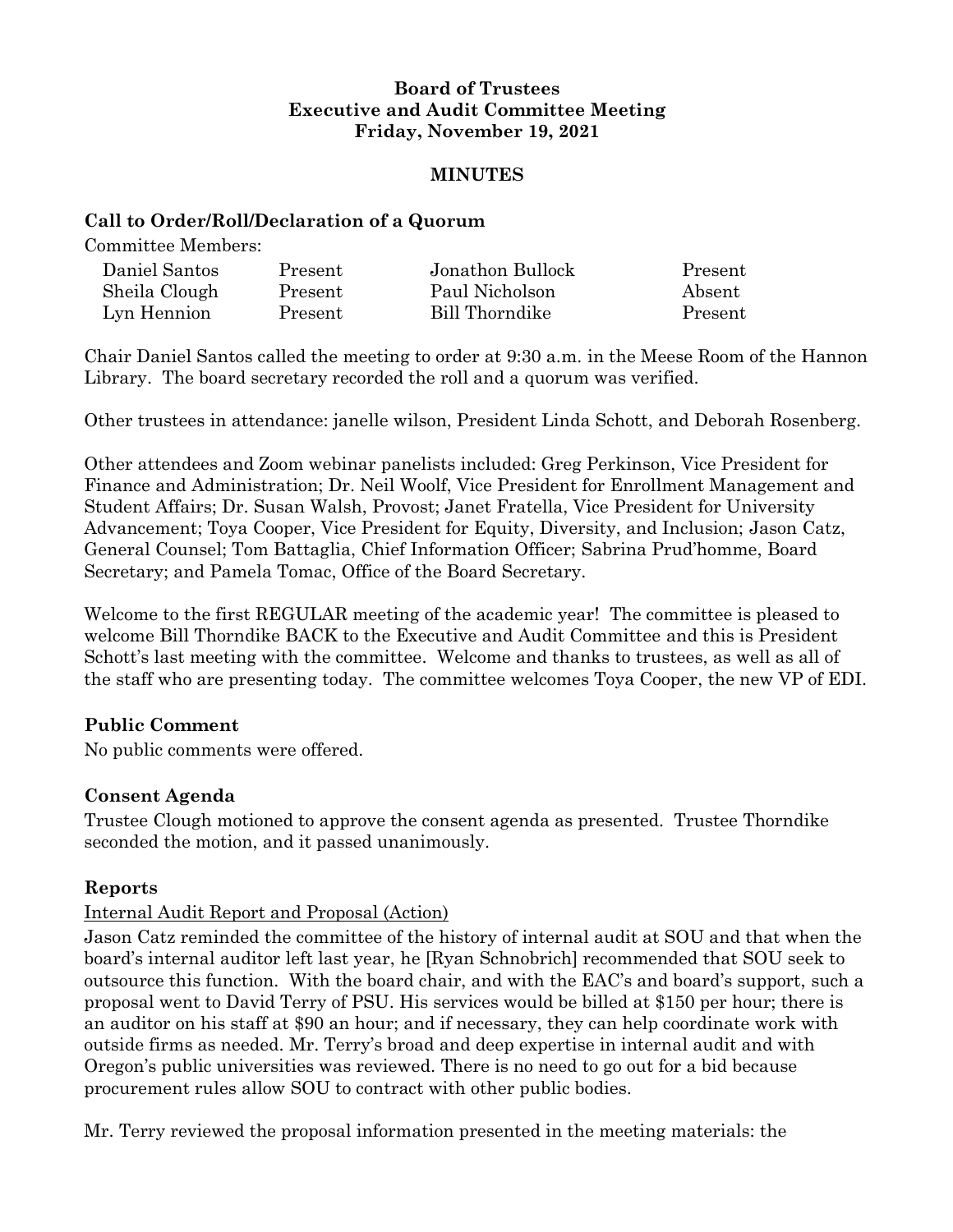**Board of Trustees**
**Executive and Audit Committee Meeting**
**Friday, November 19, 2021**

**MINUTES**

## Call to Order/Roll/Declaration of a Quorum

Committee Members:

| | | | |
|---|---|---|---|
| Daniel Santos | Present | Jonathon Bullock | Present |
| Sheila Clough | Present | Paul Nicholson | Absent |
| Lyn Hennion | Present | Bill Thorndike | Present |

Chair Daniel Santos called the meeting to order at 9:30 a.m. in the Meese Room of the Hannon Library. The board secretary recorded the roll and a quorum was verified.

Other trustees in attendance: janelle wilson, President Linda Schott, and Deborah Rosenberg.

Other attendees and Zoom webinar panelists included: Greg Perkinson, Vice President for Finance and Administration; Dr. Neil Woolf, Vice President for Enrollment Management and Student Affairs; Dr. Susan Walsh, Provost; Janet Fratella, Vice President for University Advancement; Toya Cooper, Vice President for Equity, Diversity, and Inclusion; Jason Catz, General Counsel; Tom Battaglia, Chief Information Officer; Sabrina Prud'homme, Board Secretary; and Pamela Tomac, Office of the Board Secretary.

Welcome to the first REGULAR meeting of the academic year! The committee is pleased to welcome Bill Thorndike BACK to the Executive and Audit Committee and this is President Schott's last meeting with the committee. Welcome and thanks to trustees, as well as all of the staff who are presenting today. The committee welcomes Toya Cooper, the new VP of EDI.

## Public Comment

No public comments were offered.

## Consent Agenda

Trustee Clough motioned to approve the consent agenda as presented. Trustee Thorndike seconded the motion, and it passed unanimously.

## Reports

Internal Audit Report and Proposal (Action)

Jason Catz reminded the committee of the history of internal audit at SOU and that when the board's internal auditor left last year, he [Ryan Schnobrich] recommended that SOU seek to outsource this function. With the board chair, and with the EAC's and board's support, such a proposal went to David Terry of PSU. His services would be billed at $150 per hour; there is an auditor on his staff at $90 an hour; and if necessary, they can help coordinate work with outside firms as needed. Mr. Terry's broad and deep expertise in internal audit and with Oregon's public universities was reviewed. There is no need to go out for a bid because procurement rules allow SOU to contract with other public bodies.

Mr. Terry reviewed the proposal information presented in the meeting materials: the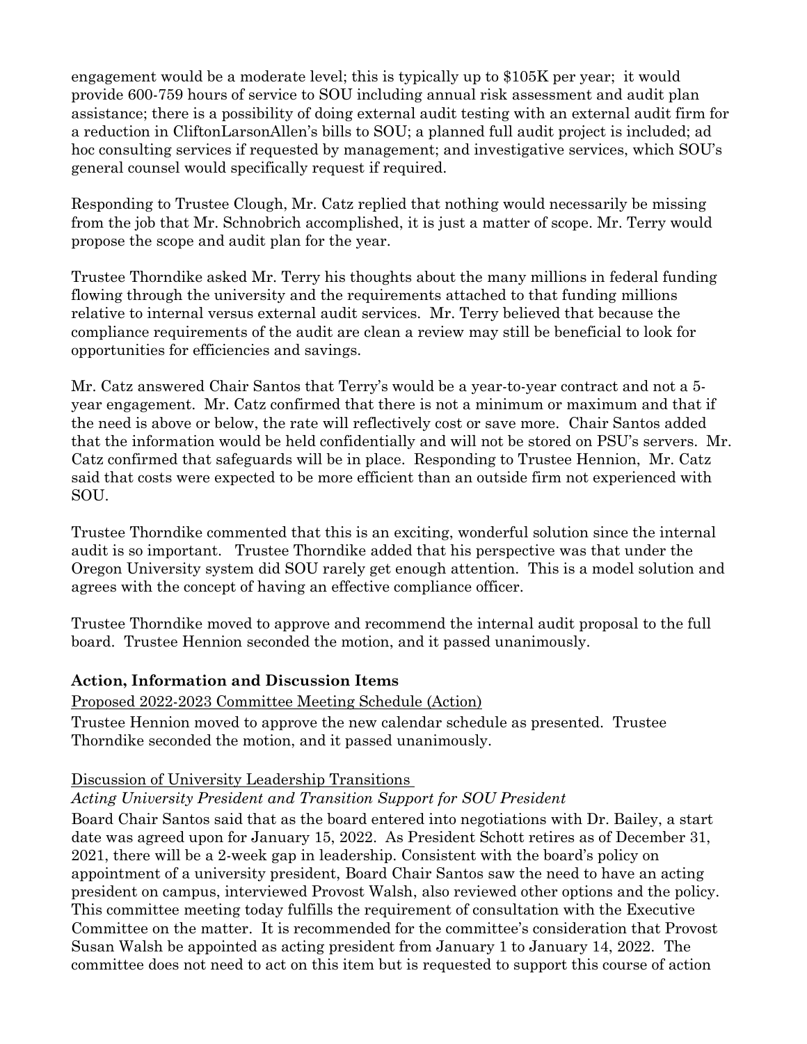engagement would be a moderate level; this is typically up to $105K per year; it would provide 600-759 hours of service to SOU including annual risk assessment and audit plan assistance; there is a possibility of doing external audit testing with an external audit firm for a reduction in CliftonLarsonAllen's bills to SOU; a planned full audit project is included; ad hoc consulting services if requested by management; and investigative services, which SOU's general counsel would specifically request if required.

Responding to Trustee Clough, Mr. Catz replied that nothing would necessarily be missing from the job that Mr. Schnobrich accomplished, it is just a matter of scope. Mr. Terry would propose the scope and audit plan for the year.

Trustee Thorndike asked Mr. Terry his thoughts about the many millions in federal funding flowing through the university and the requirements attached to that funding millions relative to internal versus external audit services. Mr. Terry believed that because the compliance requirements of the audit are clean a review may still be beneficial to look for opportunities for efficiencies and savings.

Mr. Catz answered Chair Santos that Terry's would be a year-to-year contract and not a 5-year engagement. Mr. Catz confirmed that there is not a minimum or maximum and that if the need is above or below, the rate will reflectively cost or save more. Chair Santos added that the information would be held confidentially and will not be stored on PSU's servers. Mr. Catz confirmed that safeguards will be in place. Responding to Trustee Hennion, Mr. Catz said that costs were expected to be more efficient than an outside firm not experienced with SOU.

Trustee Thorndike commented that this is an exciting, wonderful solution since the internal audit is so important. Trustee Thorndike added that his perspective was that under the Oregon University system did SOU rarely get enough attention. This is a model solution and agrees with the concept of having an effective compliance officer.

Trustee Thorndike moved to approve and recommend the internal audit proposal to the full board. Trustee Hennion seconded the motion, and it passed unanimously.

**Action, Information and Discussion Items**

Proposed 2022-2023 Committee Meeting Schedule (Action)

Trustee Hennion moved to approve the new calendar schedule as presented. Trustee Thorndike seconded the motion, and it passed unanimously.

Discussion of University Leadership Transitions

*Acting University President and Transition Support for SOU President*

Board Chair Santos said that as the board entered into negotiations with Dr. Bailey, a start date was agreed upon for January 15, 2022. As President Schott retires as of December 31, 2021, there will be a 2-week gap in leadership. Consistent with the board's policy on appointment of a university president, Board Chair Santos saw the need to have an acting president on campus, interviewed Provost Walsh, also reviewed other options and the policy. This committee meeting today fulfills the requirement of consultation with the Executive Committee on the matter. It is recommended for the committee's consideration that Provost Susan Walsh be appointed as acting president from January 1 to January 14, 2022. The committee does not need to act on this item but is requested to support this course of action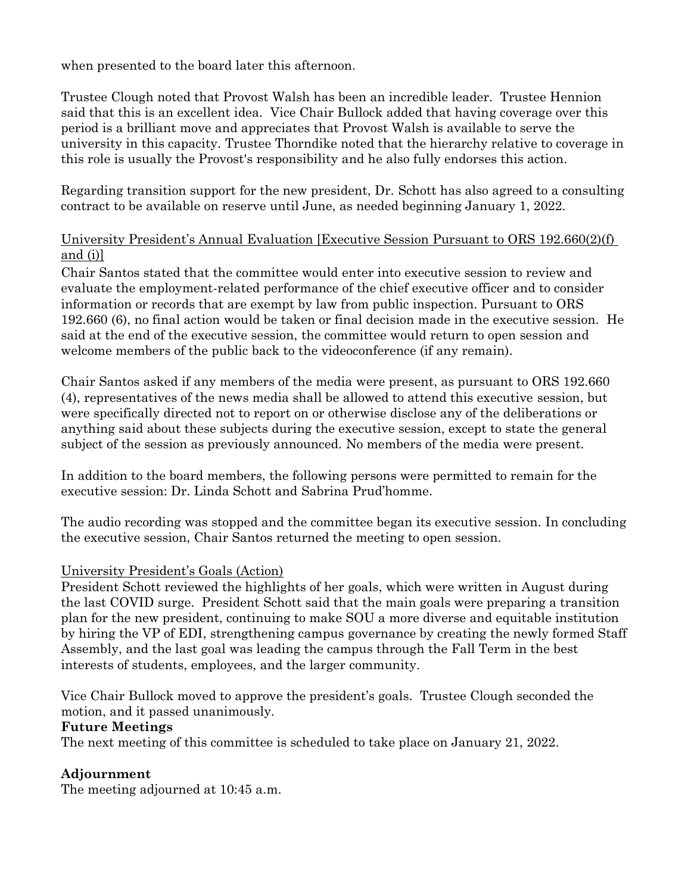when presented to the board later this afternoon.

Trustee Clough noted that Provost Walsh has been an incredible leader. Trustee Hennion said that this is an excellent idea. Vice Chair Bullock added that having coverage over this period is a brilliant move and appreciates that Provost Walsh is available to serve the university in this capacity. Trustee Thorndike noted that the hierarchy relative to coverage in this role is usually the Provost's responsibility and he also fully endorses this action.

Regarding transition support for the new president, Dr. Schott has also agreed to a consulting contract to be available on reserve until June, as needed beginning January 1, 2022.

<u>University President's Annual Evaluation [Executive Session Pursuant to ORS 192.660(2)(f) and (i)]</u>

Chair Santos stated that the committee would enter into executive session to review and evaluate the employment-related performance of the chief executive officer and to consider information or records that are exempt by law from public inspection. Pursuant to ORS 192.660 (6), no final action would be taken or final decision made in the executive session. He said at the end of the executive session, the committee would return to open session and welcome members of the public back to the videoconference (if any remain).

Chair Santos asked if any members of the media were present, as pursuant to ORS 192.660 (4), representatives of the news media shall be allowed to attend this executive session, but were specifically directed not to report on or otherwise disclose any of the deliberations or anything said about these subjects during the executive session, except to state the general subject of the session as previously announced. No members of the media were present.

In addition to the board members, the following persons were permitted to remain for the executive session: Dr. Linda Schott and Sabrina Prud'homme.

The audio recording was stopped and the committee began its executive session. In concluding the executive session, Chair Santos returned the meeting to open session.

<u>University President's Goals (Action)</u>

President Schott reviewed the highlights of her goals, which were written in August during the last COVID surge. President Schott said that the main goals were preparing a transition plan for the new president, continuing to make SOU a more diverse and equitable institution by hiring the VP of EDI, strengthening campus governance by creating the newly formed Staff Assembly, and the last goal was leading the campus through the Fall Term in the best interests of students, employees, and the larger community.

Vice Chair Bullock moved to approve the president's goals. Trustee Clough seconded the motion, and it passed unanimously.

**Future Meetings**

The next meeting of this committee is scheduled to take place on January 21, 2022.

**Adjournment**

The meeting adjourned at 10:45 a.m.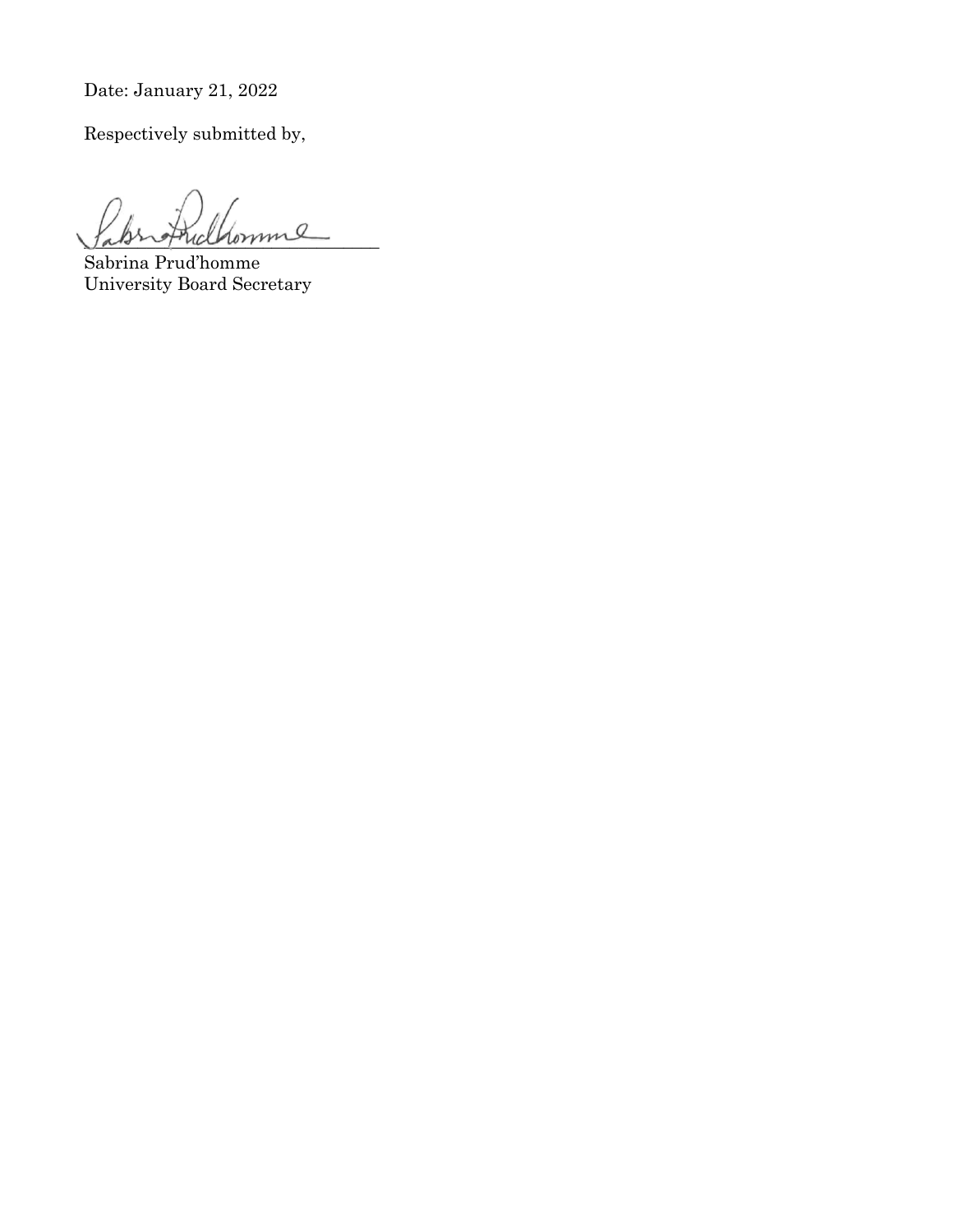Date: January 21, 2022

Respectively submitted by,

Sabrina Prud'homme
University Board Secretary